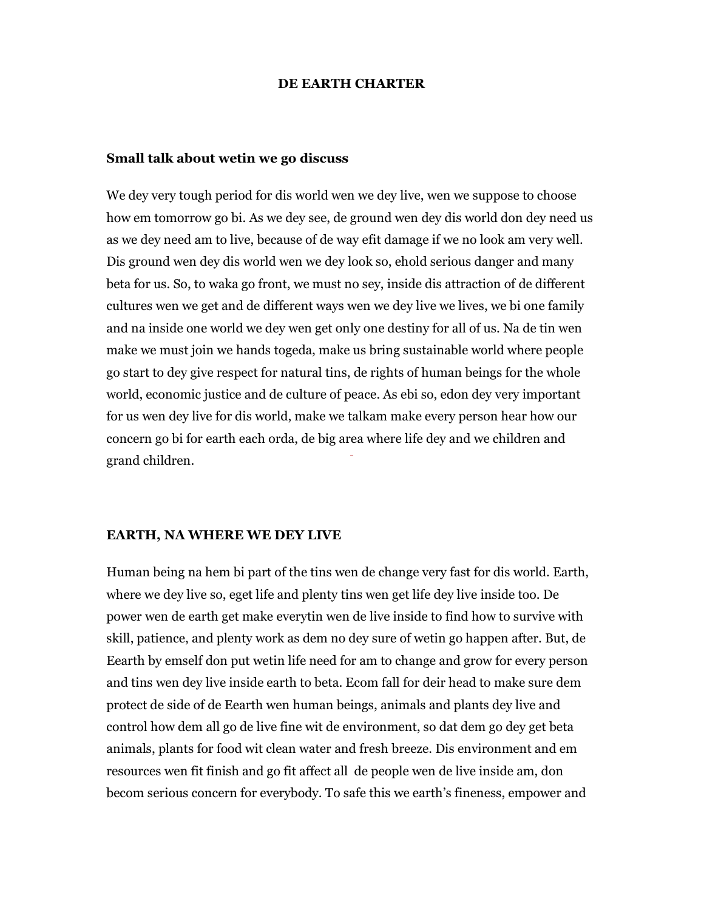# DE EARTH CHARTER

## Small talk about wetin we go discuss

We dey very tough period for dis world wen we dey live, wen we suppose to choose how em tomorrow go bi. As we dey see, de ground wen dey dis world don dey need us as we dey need am to live, because of de way efit damage if we no look am very well. Dis ground wen dey dis world wen we dey look so, ehold serious danger and many beta for us. So, to waka go front, we must no sey, inside dis attraction of de different cultures wen we get and de different ways wen we dey live we lives, we bi one family and na inside one world we dey wen get only one destiny for all of us. Na de tin wen make we must join we hands togeda, make us bring sustainable world where people go start to dey give respect for natural tins, de rights of human beings for the whole world, economic justice and de culture of peace. As ebi so, edon dey very important for us wen dey live for dis world, make we talkam make every person hear how our concern go bi for earth each orda, de big area where life dey and we children and grand children.

## EARTH, NA WHERE WE DEY LIVE

Human being na hem bi part of the tins wen de change very fast for dis world. Earth, where we dey live so, eget life and plenty tins wen get life dey live inside too. De power wen de earth get make everytin wen de live inside to find how to survive with skill, patience, and plenty work as dem no dey sure of wetin go happen after. But, de Eearth by emself don put wetin life need for am to change and grow for every person and tins wen dey live inside earth to beta. Ecom fall for deir head to make sure dem protect de side of de Eearth wen human beings, animals and plants dey live and control how dem all go de live fine wit de environment, so dat dem go dey get beta animals, plants for food wit clean water and fresh breeze. Dis environment and em resources wen fit finish and go fit affect all de people wen de live inside am, don becom serious concern for everybody. To safe this we earth's fineness, empower and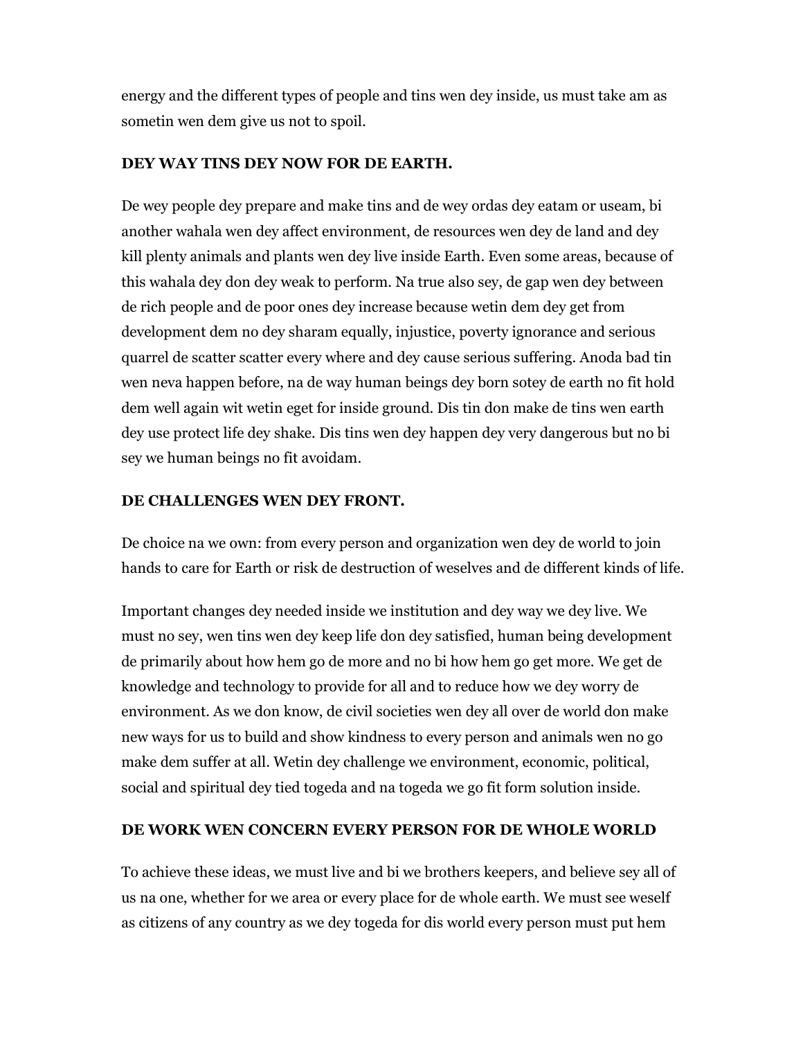energy and the different types of people and tins wen dey inside, us must take am as sometin wen dem give us not to spoil.

**DEY WAY TINS DEY NOW FOR DE EARTH.**

De wey people dey prepare and make tins and de wey ordas dey eatam or useam, bi another wahala wen dey affect environment, de resources wen dey de land and dey kill plenty animals and plants wen dey live inside Earth. Even some areas, because of this wahala dey don dey weak to perform. Na true also sey, de gap wen dey between de rich people and de poor ones dey increase because wetin dem dey get from development dem no dey sharam equally, injustice, poverty ignorance and serious quarrel de scatter scatter every where and dey cause serious suffering. Anoda bad tin wen neva happen before, na de way human beings dey born sotey de earth no fit hold dem well again wit wetin eget for inside ground. Dis tin don make de tins wen earth dey use protect life dey shake. Dis tins wen dey happen dey very dangerous but no bi sey we human beings no fit avoidam.

**DE CHALLENGES WEN DEY FRONT.**

De choice na we own: from every person and organization wen dey de world to join hands to care for Earth or risk de destruction of weselves and de different kinds of life.

Important changes dey needed inside we institution and dey way we dey live. We must no sey, wen tins wen dey keep life don dey satisfied, human being development de primarily about how hem go de more and no bi how hem go get more. We get de knowledge and technology to provide for all and to reduce how we dey worry de environment. As we don know, de civil societies wen dey all over de world don make new ways for us to build and show kindness to every person and animals wen no go make dem suffer at all. Wetin dey challenge we environment, economic, political, social and spiritual dey tied togeda and na togeda we go fit form solution inside.

**DE WORK WEN CONCERN EVERY PERSON FOR DE WHOLE WORLD**

To achieve these ideas, we must live and bi we brothers keepers, and believe sey all of us na one, whether for we area or every place for de whole earth. We must see weself as citizens of any country as we dey togeda for dis world every person must put hem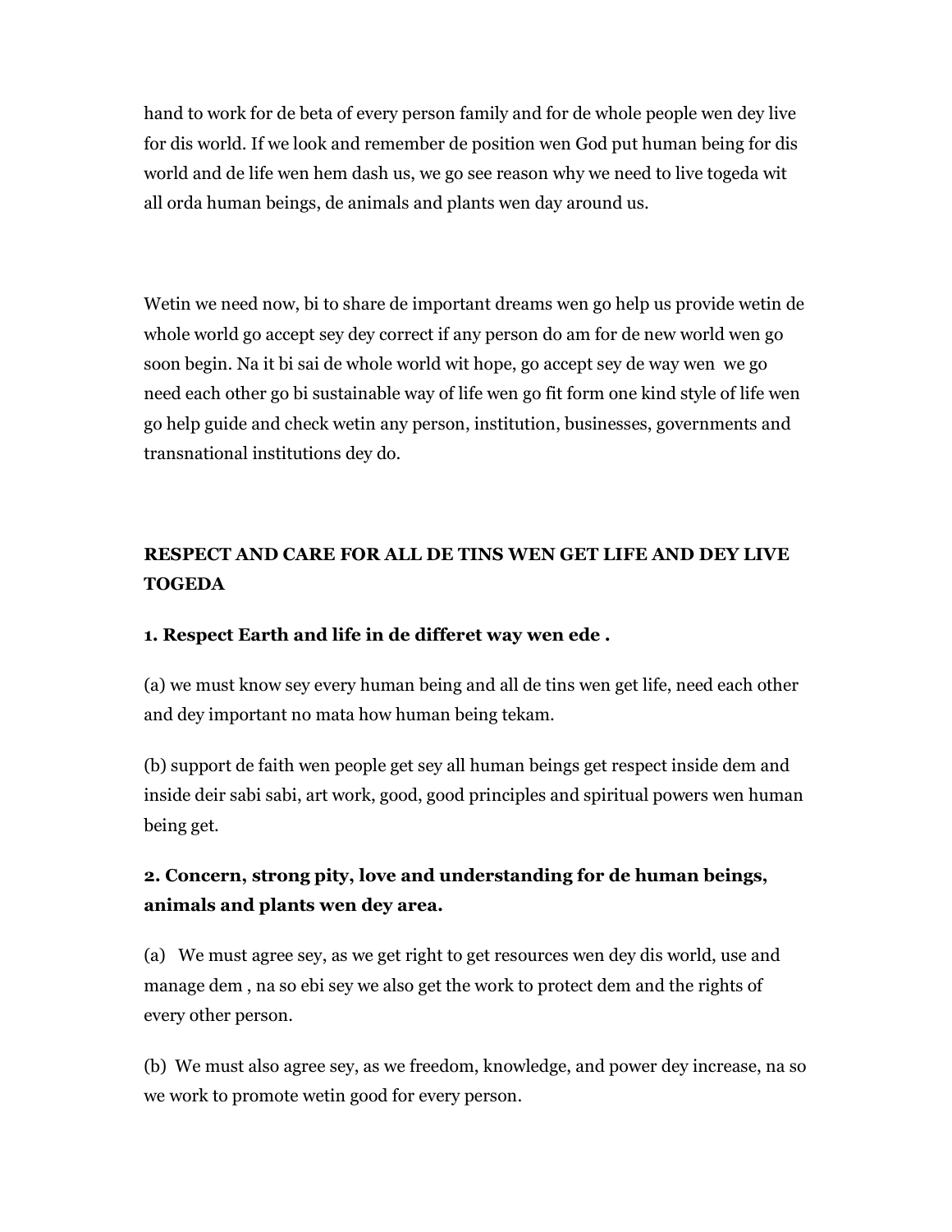hand to work for de beta of every person family and for de whole people wen dey live for dis world. If we look and remember de position wen God put human being for dis world and de life wen hem dash us, we go see reason why we need to live togeda wit all orda human beings, de animals and plants wen day around us.

Wetin we need now, bi to share de important dreams wen go help us provide wetin de whole world go accept sey dey correct if any person do am for de new world wen go soon begin. Na it bi sai de whole world wit hope, go accept sey de way wen we go need each other go bi sustainable way of life wen go fit form one kind style of life wen go help guide and check wetin any person, institution, businesses, governments and transnational institutions dey do.

**RESPECT AND CARE FOR ALL DE TINS WEN GET LIFE AND DEY LIVE TOGEDA**

**1. Respect Earth and life in de differet way wen ede .**

(a) we must know sey every human being and all de tins wen get life, need each other and dey important no mata how human being tekam.

(b) support de faith wen people get sey all human beings get respect inside dem and inside deir sabi sabi, art work, good, good principles and spiritual powers wen human being get.

**2. Concern, strong pity, love and understanding for de human beings, animals and plants wen dey area.**

(a) We must agree sey, as we get right to get resources wen dey dis world, use and manage dem , na so ebi sey we also get the work to protect dem and the rights of every other person.

(b) We must also agree sey, as we freedom, knowledge, and power dey increase, na so we work to promote wetin good for every person.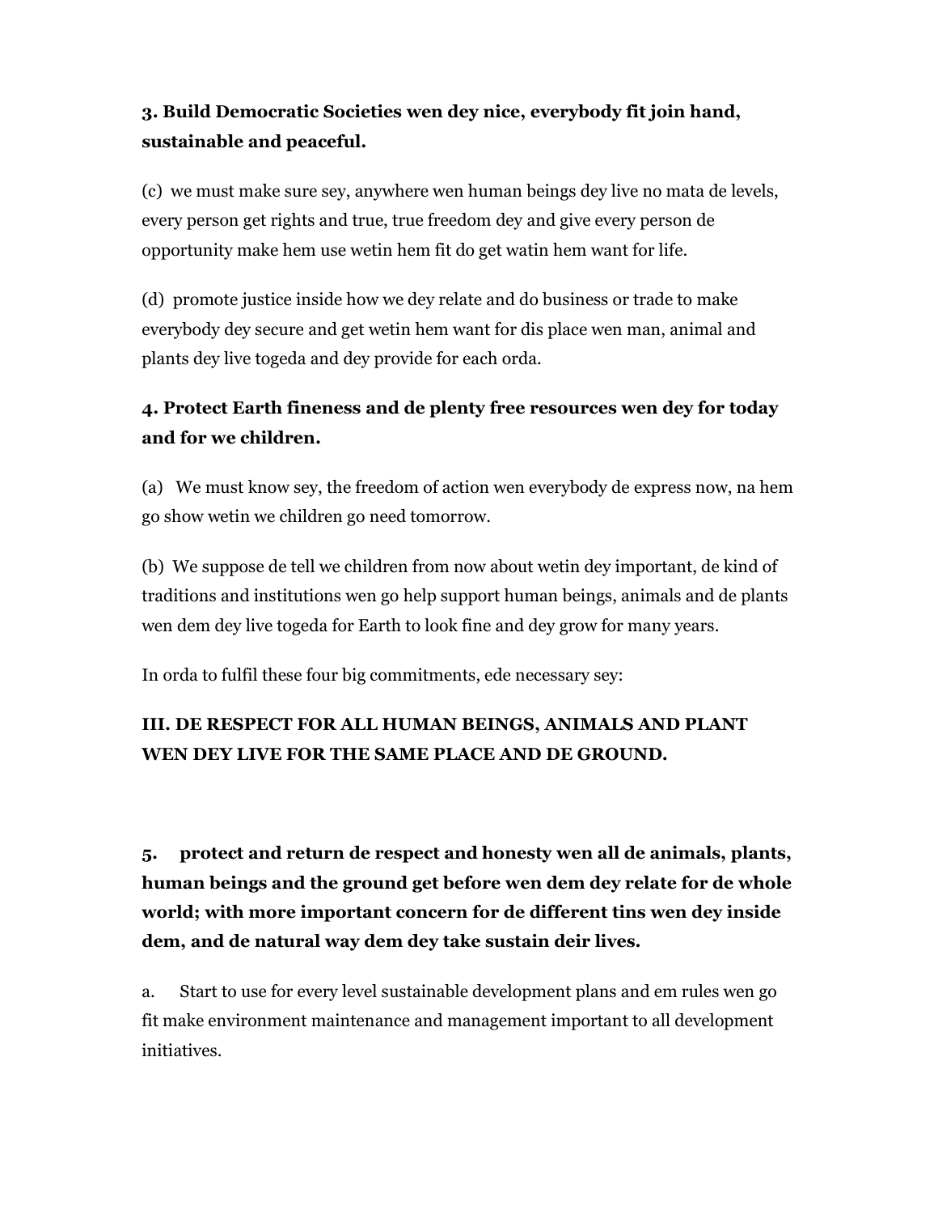### 3. Build Democratic Societies wen dey nice, everybody fit join hand, sustainable and peaceful.

(c) we must make sure sey, anywhere wen human beings dey live no mata de levels, every person get rights and true, true freedom dey and give every person de opportunity make hem use wetin hem fit do get watin hem want for life.

(d) promote justice inside how we dey relate and do business or trade to make everybody dey secure and get wetin hem want for dis place wen man, animal and plants dey live togeda and dey provide for each orda.

### 4. Protect Earth fineness and de plenty free resources wen dey for today and for we children.

(a) We must know sey, the freedom of action wen everybody de express now, na hem go show wetin we children go need tomorrow.

(b) We suppose de tell we children from now about wetin dey important, de kind of traditions and institutions wen go help support human beings, animals and de plants wen dem dey live togeda for Earth to look fine and dey grow for many years.

In orda to fulfil these four big commitments, ede necessary sey:

## III. DE RESPECT FOR ALL HUMAN BEINGS, ANIMALS AND PLANT WEN DEY LIVE FOR THE SAME PLACE AND DE GROUND.

### 5. protect and return de respect and honesty wen all de animals, plants, human beings and the ground get before wen dem dey relate for de whole world; with more important concern for de different tins wen dey inside dem, and de natural way dem dey take sustain deir lives.

a. Start to use for every level sustainable development plans and em rules wen go fit make environment maintenance and management important to all development initiatives.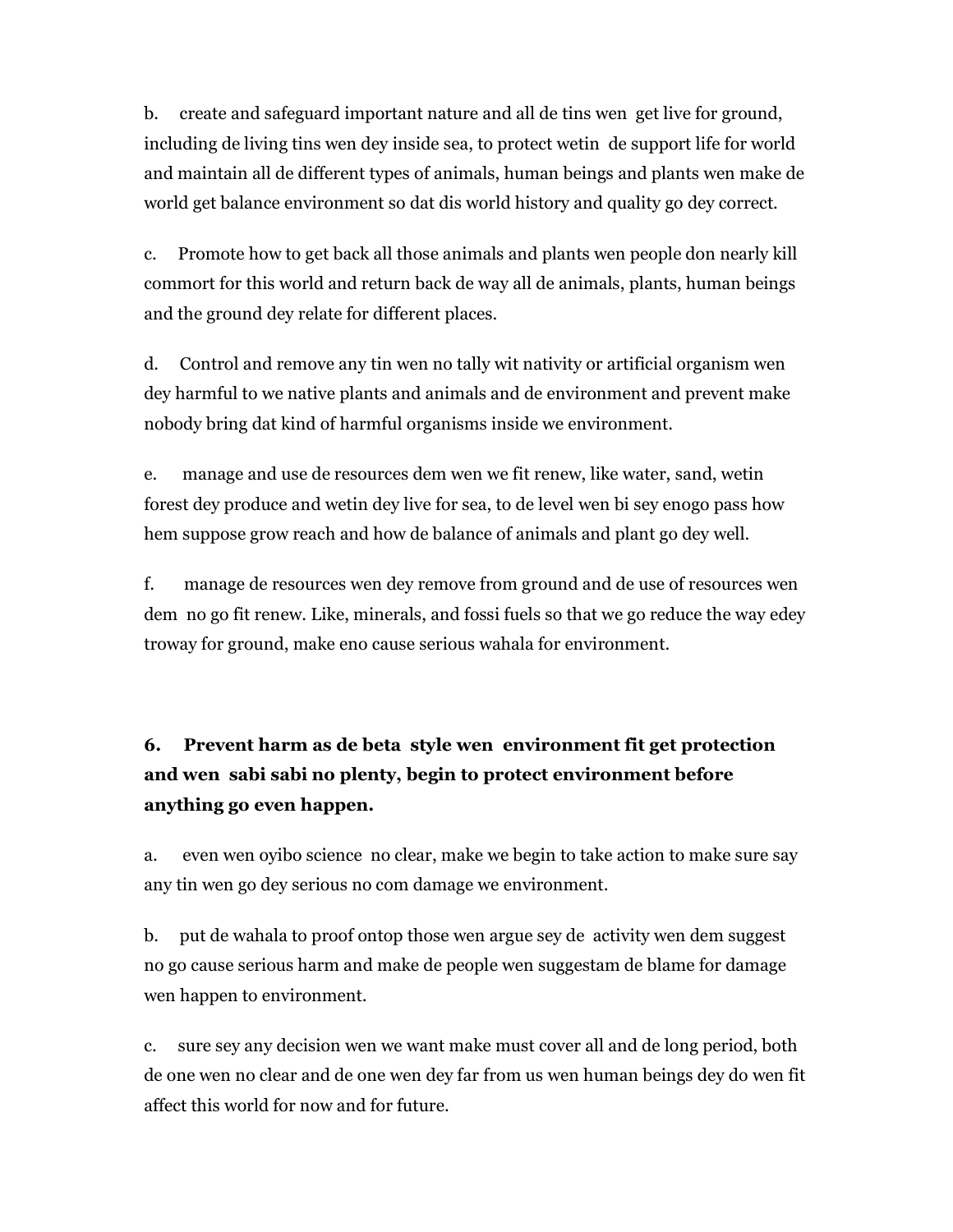b. create and safeguard important nature and all de tins wen get live for ground, including de living tins wen dey inside sea, to protect wetin de support life for world and maintain all de different types of animals, human beings and plants wen make de world get balance environment so dat dis world history and quality go dey correct.

c. Promote how to get back all those animals and plants wen people don nearly kill commort for this world and return back de way all de animals, plants, human beings and the ground dey relate for different places.

d. Control and remove any tin wen no tally wit nativity or artificial organism wen dey harmful to we native plants and animals and de environment and prevent make nobody bring dat kind of harmful organisms inside we environment.

e. manage and use de resources dem wen we fit renew, like water, sand, wetin forest dey produce and wetin dey live for sea, to de level wen bi sey enogo pass how hem suppose grow reach and how de balance of animals and plant go dey well.

f. manage de resources wen dey remove from ground and de use of resources wen dem no go fit renew. Like, minerals, and fossi fuels so that we go reduce the way edey troway for ground, make eno cause serious wahala for environment.

### 6. Prevent harm as de beta style wen environment fit get protection and wen sabi sabi no plenty, begin to protect environment before anything go even happen.

a. even wen oyibo science no clear, make we begin to take action to make sure say any tin wen go dey serious no com damage we environment.

b. put de wahala to proof ontop those wen argue sey de activity wen dem suggest no go cause serious harm and make de people wen suggestam de blame for damage wen happen to environment.

c. sure sey any decision wen we want make must cover all and de long period, both de one wen no clear and de one wen dey far from us wen human beings dey do wen fit affect this world for now and for future.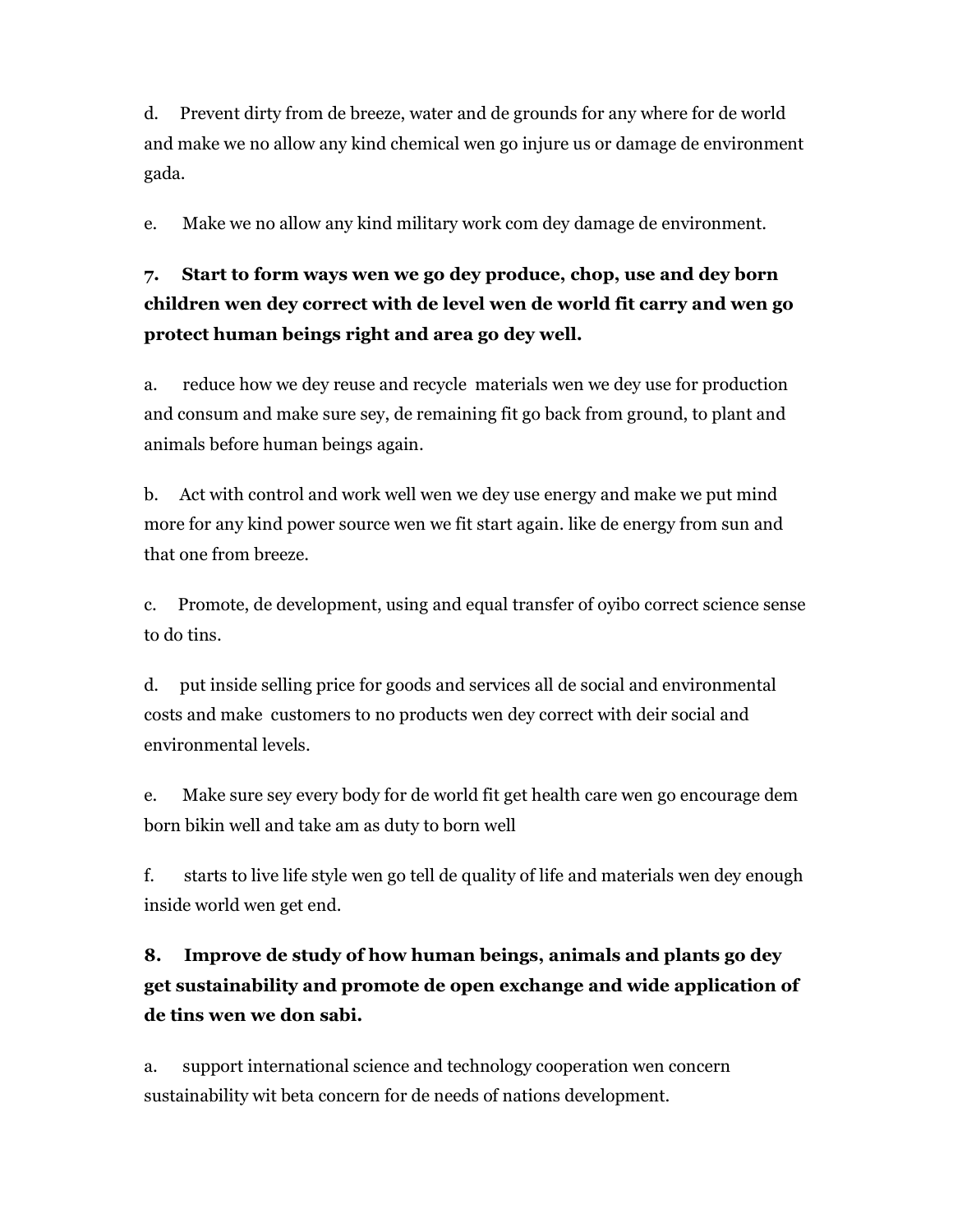d. Prevent dirty from de breeze, water and de grounds for any where for de world and make we no allow any kind chemical wen go injure us or damage de environment gada.

e. Make we no allow any kind military work com dey damage de environment.

**7. Start to form ways wen we go dey produce, chop, use and dey born children wen dey correct with de level wen de world fit carry and wen go protect human beings right and area go dey well.**

a. reduce how we dey reuse and recycle materials wen we dey use for production and consum and make sure sey, de remaining fit go back from ground, to plant and animals before human beings again.

b. Act with control and work well wen we dey use energy and make we put mind more for any kind power source wen we fit start again. like de energy from sun and that one from breeze.

c. Promote, de development, using and equal transfer of oyibo correct science sense to do tins.

d. put inside selling price for goods and services all de social and environmental costs and make customers to no products wen dey correct with deir social and environmental levels.

e. Make sure sey every body for de world fit get health care wen go encourage dem born bikin well and take am as duty to born well

f. starts to live life style wen go tell de quality of life and materials wen dey enough inside world wen get end.

**8. Improve de study of how human beings, animals and plants go dey get sustainability and promote de open exchange and wide application of de tins wen we don sabi.**

a. support international science and technology cooperation wen concern sustainability wit beta concern for de needs of nations development.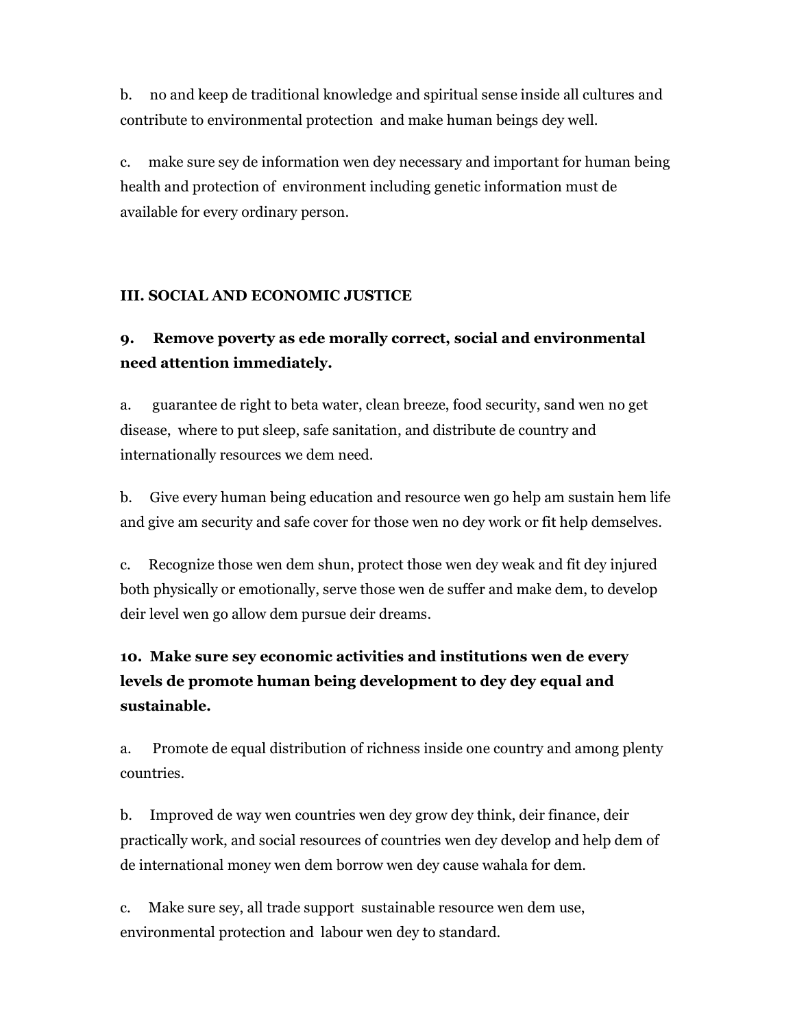b. no and keep de traditional knowledge and spiritual sense inside all cultures and contribute to environmental protection and make human beings dey well.

c. make sure sey de information wen dey necessary and important for human being health and protection of environment including genetic information must de available for every ordinary person.

### III. SOCIAL AND ECONOMIC JUSTICE

### 9. Remove poverty as ede morally correct, social and environmental need attention immediately.

a. guarantee de right to beta water, clean breeze, food security, sand wen no get disease, where to put sleep, safe sanitation, and distribute de country and internationally resources we dem need.

b. Give every human being education and resource wen go help am sustain hem life and give am security and safe cover for those wen no dey work or fit help demselves.

c. Recognize those wen dem shun, protect those wen dey weak and fit dey injured both physically or emotionally, serve those wen de suffer and make dem, to develop deir level wen go allow dem pursue deir dreams.

### 10. Make sure sey economic activities and institutions wen de every levels de promote human being development to dey dey equal and sustainable.

a. Promote de equal distribution of richness inside one country and among plenty countries.

b. Improved de way wen countries wen dey grow dey think, deir finance, deir practically work, and social resources of countries wen dey develop and help dem of de international money wen dem borrow wen dey cause wahala for dem.

c. Make sure sey, all trade support sustainable resource wen dem use, environmental protection and labour wen dey to standard.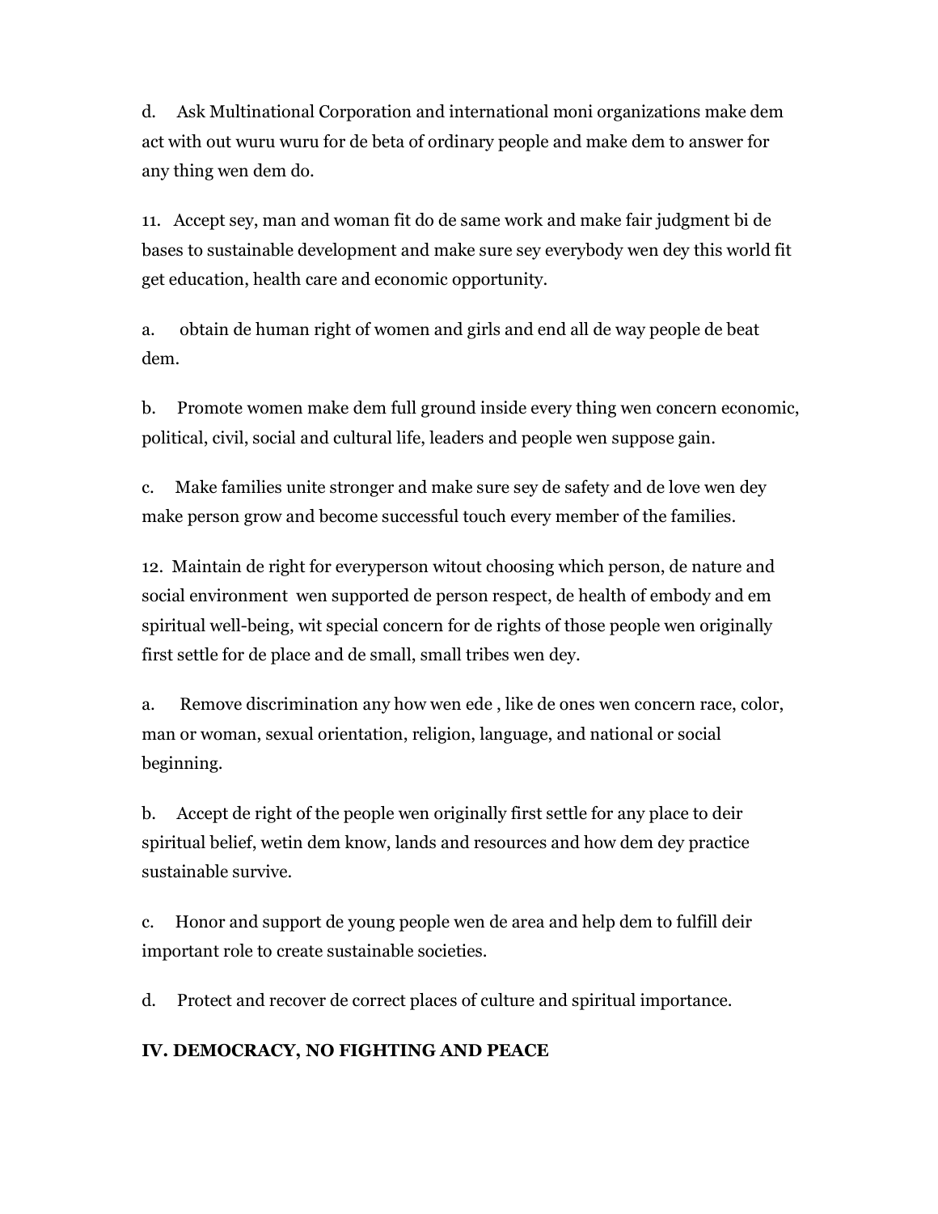d. Ask Multinational Corporation and international moni organizations make dem act with out wuru wuru for de beta of ordinary people and make dem to answer for any thing wen dem do.

11. Accept sey, man and woman fit do de same work and make fair judgment bi de bases to sustainable development and make sure sey everybody wen dey this world fit get education, health care and economic opportunity.

a. obtain de human right of women and girls and end all de way people de beat dem.

b. Promote women make dem full ground inside every thing wen concern economic, political, civil, social and cultural life, leaders and people wen suppose gain.

c. Make families unite stronger and make sure sey de safety and de love wen dey make person grow and become successful touch every member of the families.

12. Maintain de right for everyperson witout choosing which person, de nature and social environment wen supported de person respect, de health of embody and em spiritual well-being, wit special concern for de rights of those people wen originally first settle for de place and de small, small tribes wen dey.

a. Remove discrimination any how wen ede , like de ones wen concern race, color, man or woman, sexual orientation, religion, language, and national or social beginning.

b. Accept de right of the people wen originally first settle for any place to deir spiritual belief, wetin dem know, lands and resources and how dem dey practice sustainable survive.

c. Honor and support de young people wen de area and help dem to fulfill deir important role to create sustainable societies.

d. Protect and recover de correct places of culture and spiritual importance.

## IV. DEMOCRACY, NO FIGHTING AND PEACE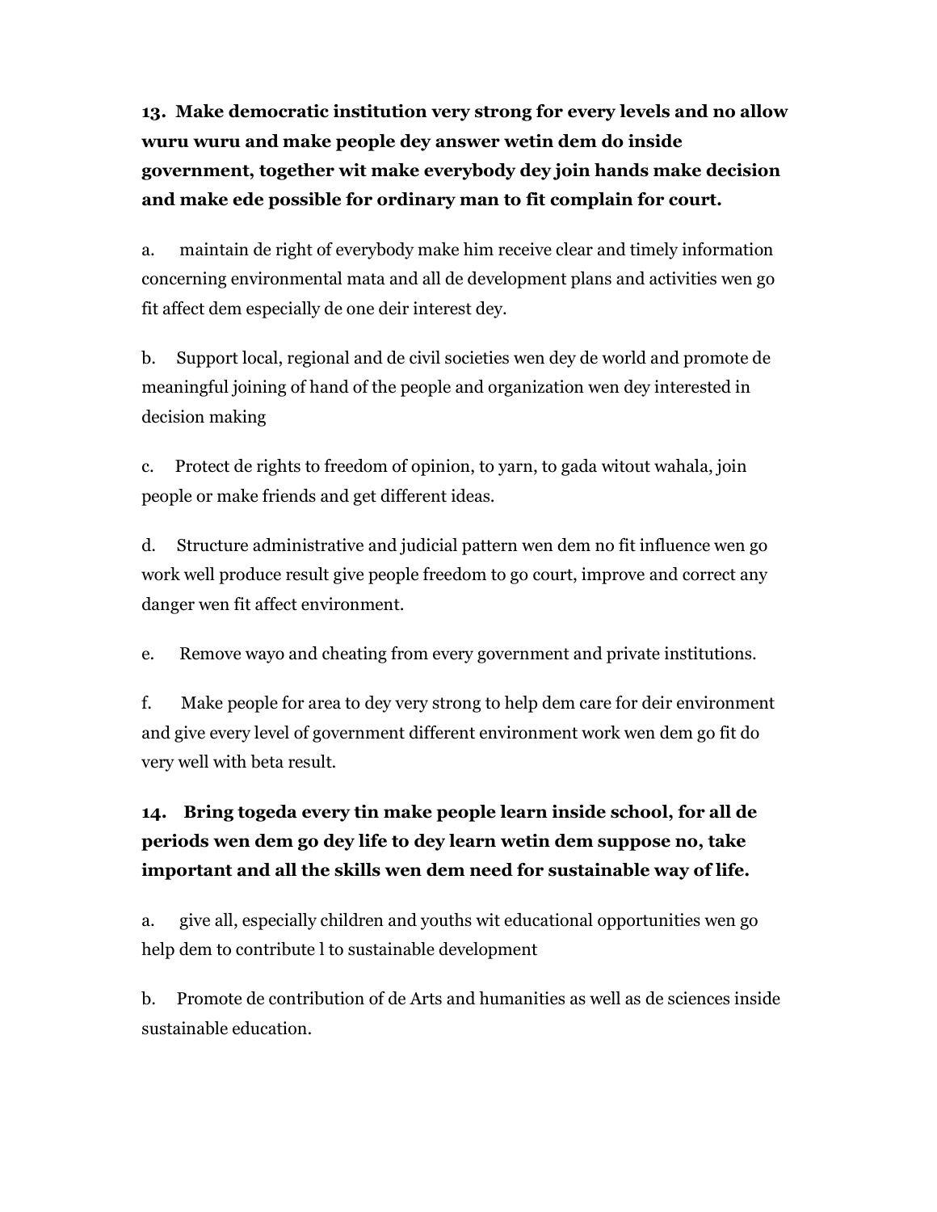**13. Make democratic institution very strong for every levels and no allow wuru wuru and make people dey answer wetin dem do inside government, together wit make everybody dey join hands make decision and make ede possible for ordinary man to fit complain for court.**

a. maintain de right of everybody make him receive clear and timely information concerning environmental mata and all de development plans and activities wen go fit affect dem especially de one deir interest dey.

b. Support local, regional and de civil societies wen dey de world and promote de meaningful joining of hand of the people and organization wen dey interested in decision making

c. Protect de rights to freedom of opinion, to yarn, to gada witout wahala, join people or make friends and get different ideas.

d. Structure administrative and judicial pattern wen dem no fit influence wen go work well produce result give people freedom to go court, improve and correct any danger wen fit affect environment.

e. Remove wayo and cheating from every government and private institutions.

f. Make people for area to dey very strong to help dem care for deir environment and give every level of government different environment work wen dem go fit do very well with beta result.

**14. Bring togeda every tin make people learn inside school, for all de periods wen dem go dey life to dey learn wetin dem suppose no, take important and all the skills wen dem need for sustainable way of life.**

a. give all, especially children and youths wit educational opportunities wen go help dem to contribute l to sustainable development

b. Promote de contribution of de Arts and humanities as well as de sciences inside sustainable education.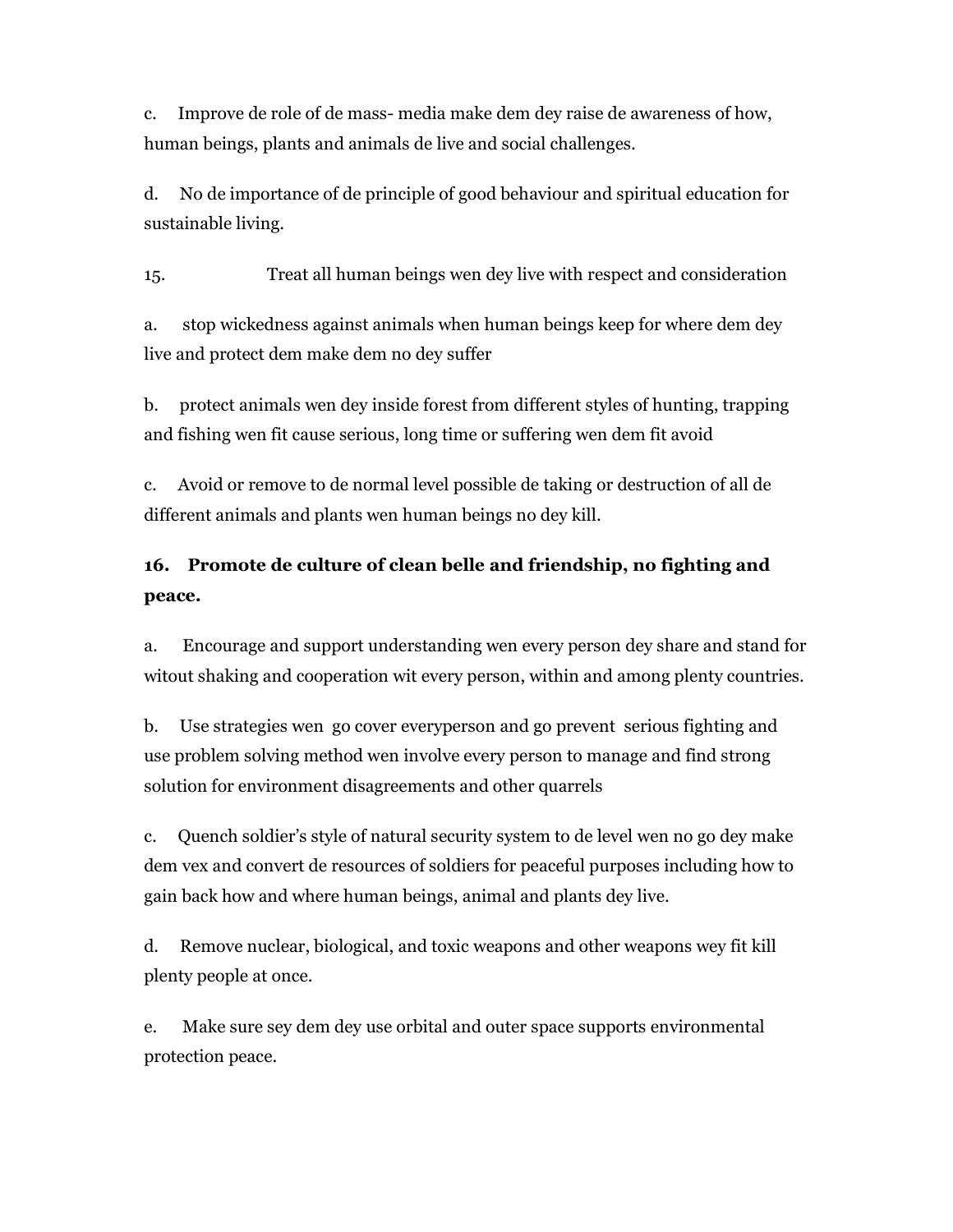c. Improve de role of de mass- media make dem dey raise de awareness of how, human beings, plants and animals de live and social challenges.

d. No de importance of de principle of good behaviour and spiritual education for sustainable living.

15. Treat all human beings wen dey live with respect and consideration

a. stop wickedness against animals when human beings keep for where dem dey live and protect dem make dem no dey suffer

b. protect animals wen dey inside forest from different styles of hunting, trapping and fishing wen fit cause serious, long time or suffering wen dem fit avoid

c. Avoid or remove to de normal level possible de taking or destruction of all de different animals and plants wen human beings no dey kill.

### 16. Promote de culture of clean belle and friendship, no fighting and peace.

a. Encourage and support understanding wen every person dey share and stand for witout shaking and cooperation wit every person, within and among plenty countries.

b. Use strategies wen go cover everyperson and go prevent serious fighting and use problem solving method wen involve every person to manage and find strong solution for environment disagreements and other quarrels

c. Quench soldier's style of natural security system to de level wen no go dey make dem vex and convert de resources of soldiers for peaceful purposes including how to gain back how and where human beings, animal and plants dey live.

d. Remove nuclear, biological, and toxic weapons and other weapons wey fit kill plenty people at once.

e. Make sure sey dem dey use orbital and outer space supports environmental protection peace.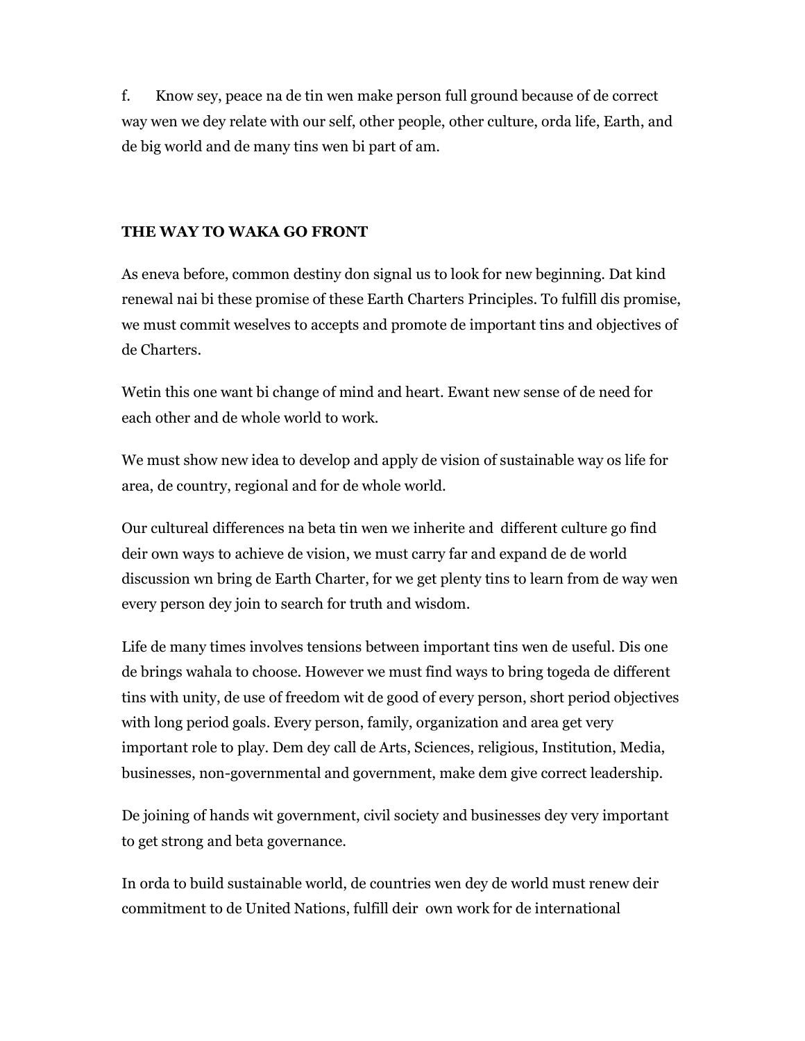f. Know sey, peace na de tin wen make person full ground because of de correct way wen we dey relate with our self, other people, other culture, orda life, Earth, and de big world and de many tins wen bi part of am.

**THE WAY TO WAKA GO FRONT**

As eneva before, common destiny don signal us to look for new beginning. Dat kind renewal nai bi these promise of these Earth Charters Principles. To fulfill dis promise, we must commit weselves to accepts and promote de important tins and objectives of de Charters.

Wetin this one want bi change of mind and heart. Ewant new sense of de need for each other and de whole world to work.

We must show new idea to develop and apply de vision of sustainable way os life for area, de country, regional and for de whole world.

Our cultureal differences na beta tin wen we inherite and different culture go find deir own ways to achieve de vision, we must carry far and expand de de world discussion wn bring de Earth Charter, for we get plenty tins to learn from de way wen every person dey join to search for truth and wisdom.

Life de many times involves tensions between important tins wen de useful. Dis one de brings wahala to choose. However we must find ways to bring togeda de different tins with unity, de use of freedom wit de good of every person, short period objectives with long period goals. Every person, family, organization and area get very important role to play. Dem dey call de Arts, Sciences, religious, Institution, Media, businesses, non-governmental and government, make dem give correct leadership.

De joining of hands wit government, civil society and businesses dey very important to get strong and beta governance.

In orda to build sustainable world, de countries wen dey de world must renew deir commitment to de United Nations, fulfill deir own work for de international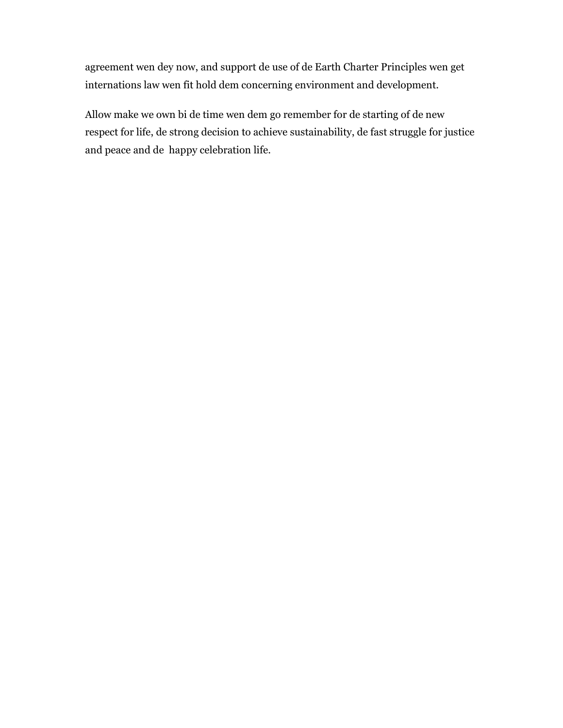agreement wen dey now, and support de use of de Earth Charter Principles wen get internations law wen fit hold dem concerning environment and development.

Allow make we own bi de time wen dem go remember for de starting of de new respect for life, de strong decision to achieve sustainability, de fast struggle for justice and peace and de happy celebration life.